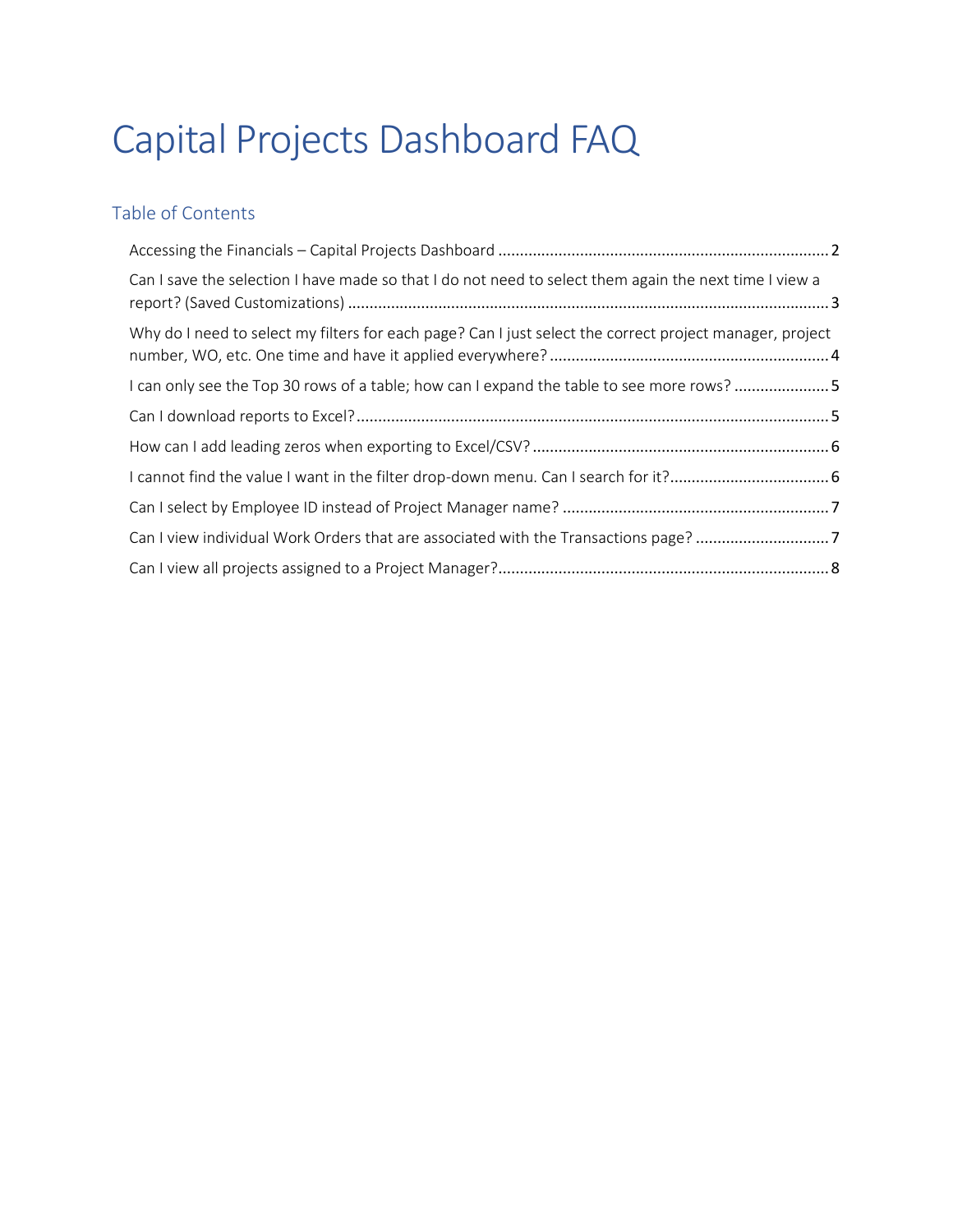# Capital Projects Dashboard FAQ

## Table of Contents

Accessing the Financials – Capital Projects Dashboard ........................................................................... 2

Can I save the selection I have made so that I do not need to select them again the next time I view a report? (Saved Customizations) ............................................................................................................ 3

Why do I need to select my filters for each page? Can I just select the correct project manager, project number, WO, etc. One time and have it applied everywhere? ................................................................ 4

I can only see the Top 30 rows of a table; how can I expand the table to see more rows? ...................... 5

Can I download reports to Excel? ............................................................................................................ 5

How can I add leading zeros when exporting to Excel/CSV? .................................................................... 6

I cannot find the value I want in the filter drop-down menu. Can I search for it? .................................... 6

Can I select by Employee ID instead of Project Manager name? ............................................................. 7

Can I view individual Work Orders that are associated with the Transactions page? ............................... 7

Can I view all projects assigned to a Project Manager? ............................................................................ 8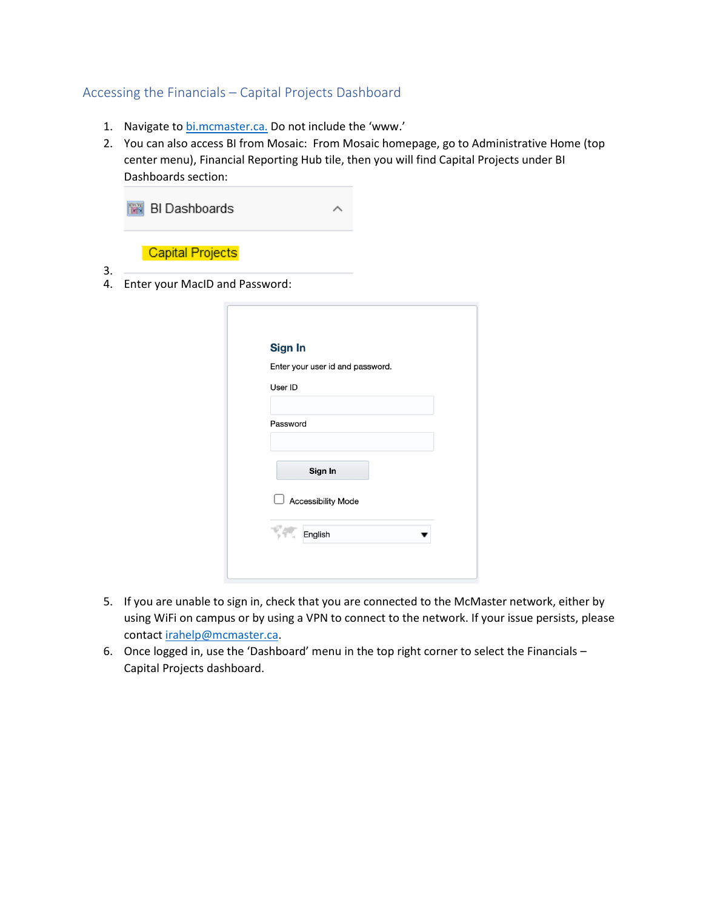## Accessing the Financials – Capital Projects Dashboard

1. Navigate to bi.mcmaster.ca. Do not include the 'www.'
2. You can also access BI from Mosaic: From Mosaic homepage, go to Administrative Home (top center menu), Financial Reporting Hub tile, then you will find Capital Projects under BI Dashboards section:

   BI Dashboards

   Capital Projects

3. 
4. Enter your MacID and Password:

   **Sign In**

   Enter your user id and password.

   User ID

   Password

   Sign In

   Accessibility Mode

   English

5. If you are unable to sign in, check that you are connected to the McMaster network, either by using WiFi on campus or by using a VPN to connect to the network. If your issue persists, please contact irahelp@mcmaster.ca.
6. Once logged in, use the 'Dashboard' menu in the top right corner to select the Financials – Capital Projects dashboard.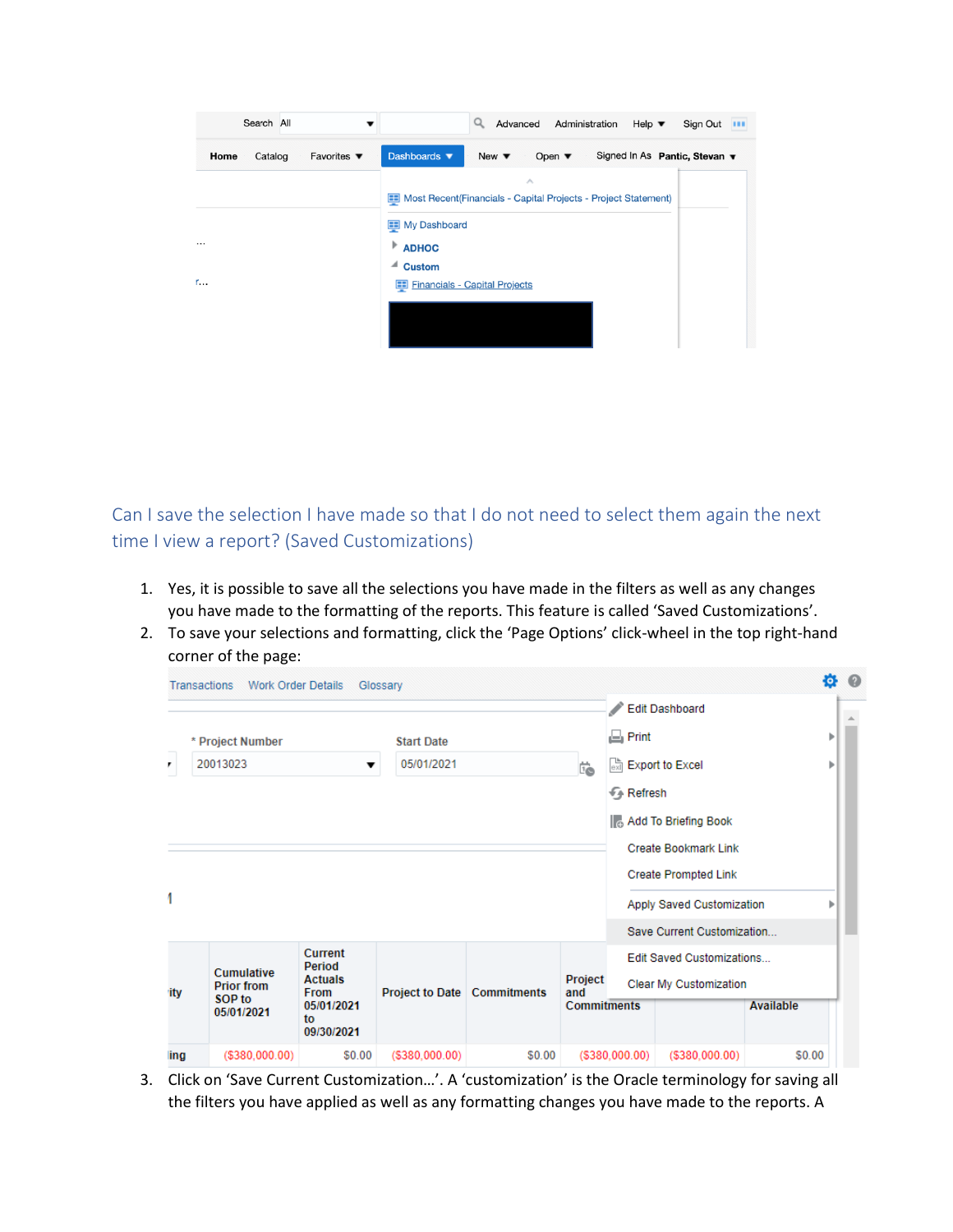## Can I save the selection I have made so that I do not need to select them again the next time I view a report? (Saved Customizations)

1. Yes, it is possible to save all the selections you have made in the filters as well as any changes you have made to the formatting of the reports. This feature is called ‘Saved Customizations’.
2. To save your selections and formatting, click the ‘Page Options’ click-wheel in the top right-hand corner of the page:
3. Click on ‘Save Current Customization…’. A ‘customization’ is the Oracle terminology for saving all the filters you have applied as well as any formatting changes you have made to the reports. A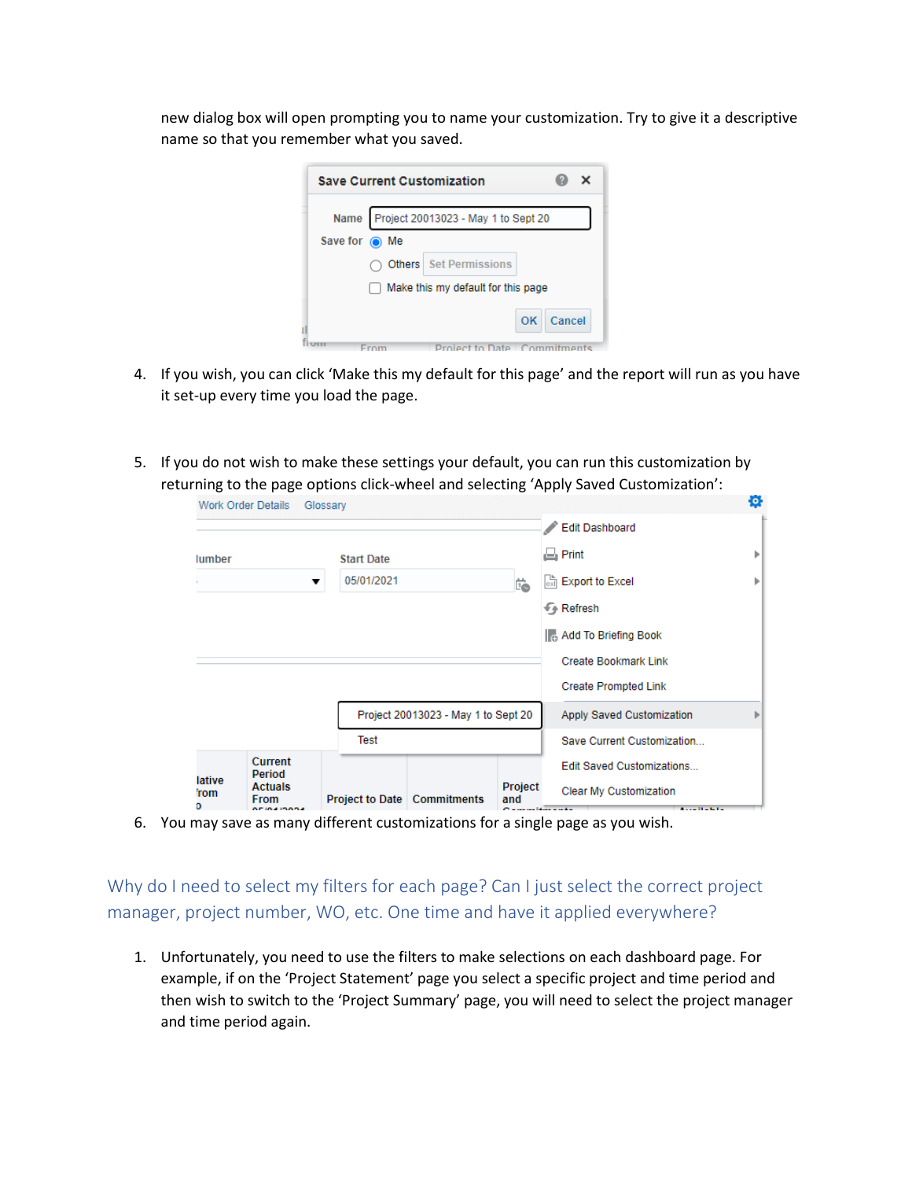new dialog box will open prompting you to name your customization. Try to give it a descriptive name so that you remember what you saved.

4. If you wish, you can click 'Make this my default for this page' and the report will run as you have it set-up every time you load the page.

5. If you do not wish to make these settings your default, you can run this customization by returning to the page options click-wheel and selecting 'Apply Saved Customization':

6. You may save as many different customizations for a single page as you wish.

## Why do I need to select my filters for each page? Can I just select the correct project manager, project number, WO, etc. One time and have it applied everywhere?

1. Unfortunately, you need to use the filters to make selections on each dashboard page. For example, if on the 'Project Statement' page you select a specific project and time period and then wish to switch to the 'Project Summary' page, you will need to select the project manager and time period again.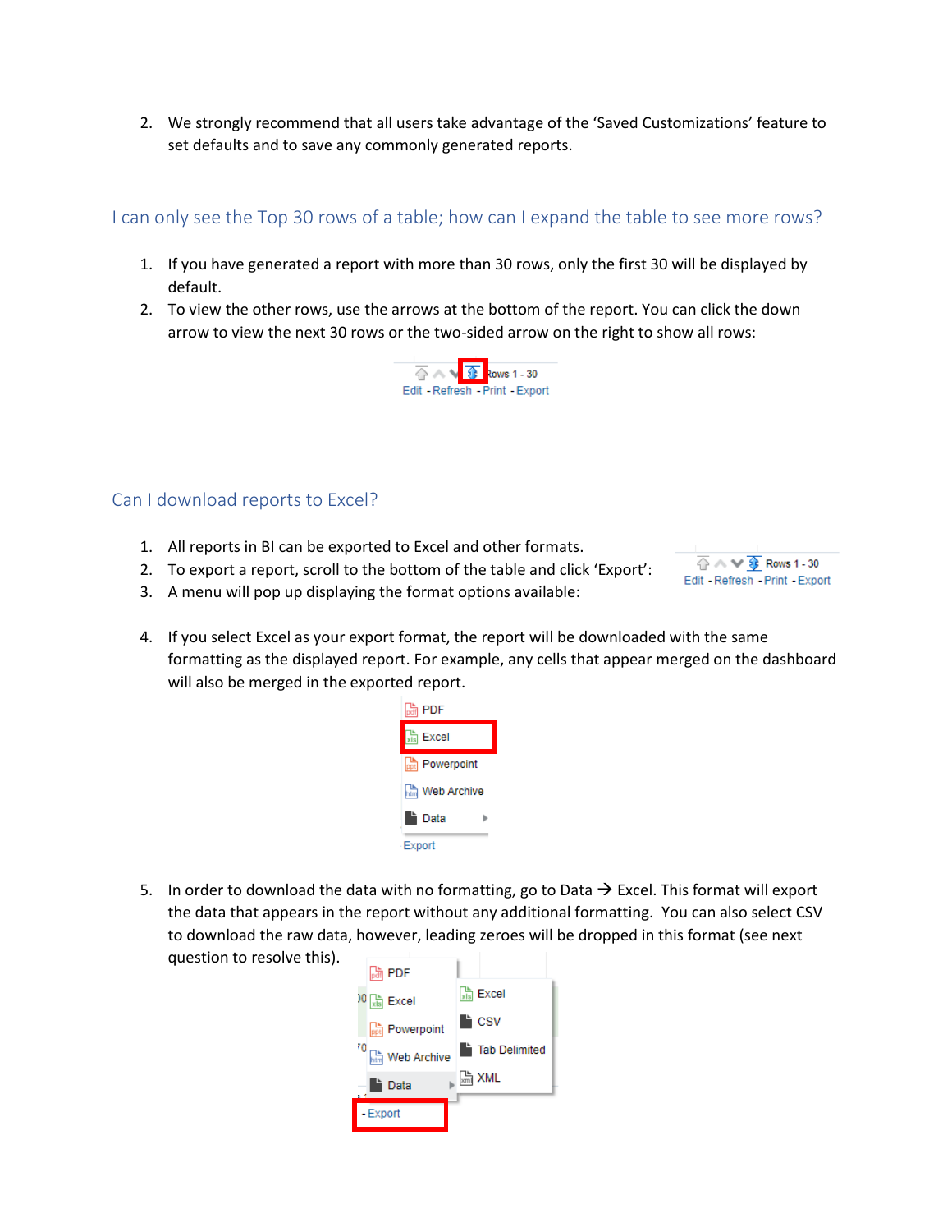2. We strongly recommend that all users take advantage of the 'Saved Customizations' feature to set defaults and to save any commonly generated reports.

## I can only see the Top 30 rows of a table; how can I expand the table to see more rows?

1. If you have generated a report with more than 30 rows, only the first 30 will be displayed by default.
2. To view the other rows, use the arrows at the bottom of the report. You can click the down arrow to view the next 30 rows or the two-sided arrow on the right to show all rows:

## Can I download reports to Excel?

1. All reports in BI can be exported to Excel and other formats.
2. To export a report, scroll to the bottom of the table and click 'Export':
3. A menu will pop up displaying the format options available:
4. If you select Excel as your export format, the report will be downloaded with the same formatting as the displayed report. For example, any cells that appear merged on the dashboard will also be merged in the exported report.
5. In order to download the data with no formatting, go to Data → Excel. This format will export the data that appears in the report without any additional formatting. You can also select CSV to download the raw data, however, leading zeroes will be dropped in this format (see next question to resolve this).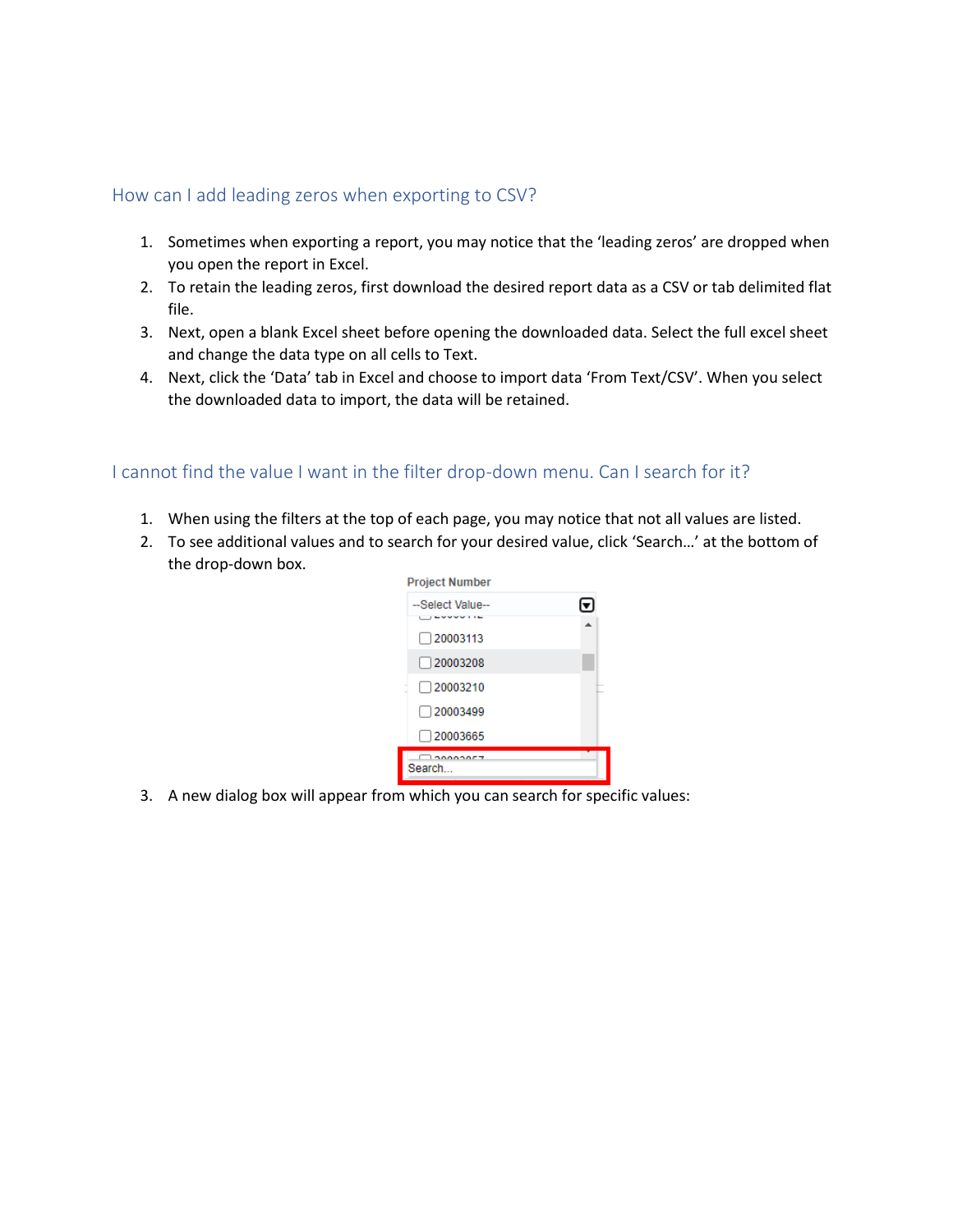## How can I add leading zeros when exporting to CSV?

1. Sometimes when exporting a report, you may notice that the 'leading zeros' are dropped when you open the report in Excel.
2. To retain the leading zeros, first download the desired report data as a CSV or tab delimited flat file.
3. Next, open a blank Excel sheet before opening the downloaded data. Select the full excel sheet and change the data type on all cells to Text.
4. Next, click the 'Data' tab in Excel and choose to import data 'From Text/CSV'. When you select the downloaded data to import, the data will be retained.

## I cannot find the value I want in the filter drop-down menu. Can I search for it?

1. When using the filters at the top of each page, you may notice that not all values are listed.
2. To see additional values and to search for your desired value, click 'Search…' at the bottom of the drop-down box.
3. A new dialog box will appear from which you can search for specific values: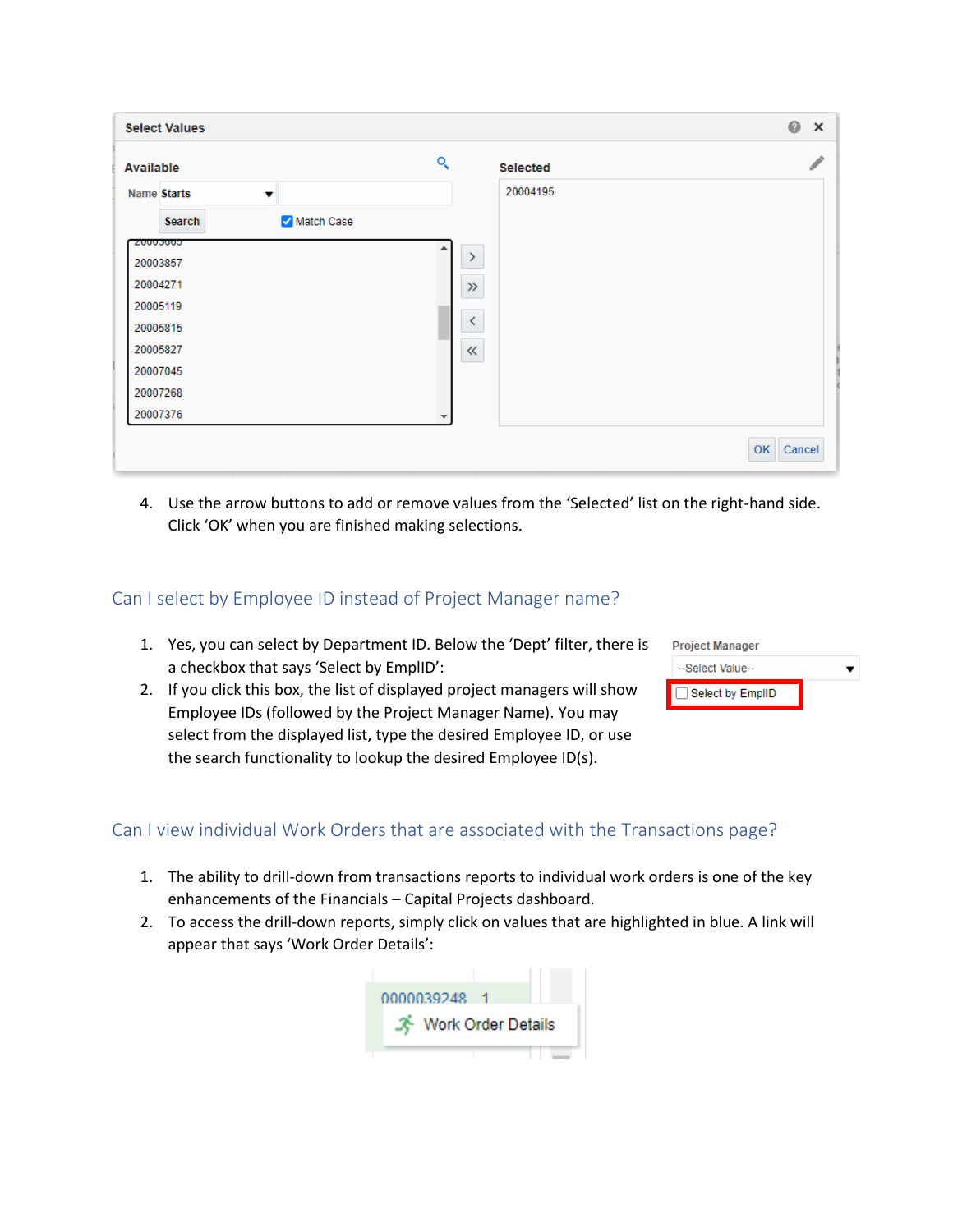4. Use the arrow buttons to add or remove values from the 'Selected' list on the right-hand side. Click 'OK' when you are finished making selections.

## Can I select by Employee ID instead of Project Manager name?

1. Yes, you can select by Department ID. Below the 'Dept' filter, there is a checkbox that says 'Select by EmplID':
2. If you click this box, the list of displayed project managers will show Employee IDs (followed by the Project Manager Name). You may select from the displayed list, type the desired Employee ID, or use the search functionality to lookup the desired Employee ID(s).

## Can I view individual Work Orders that are associated with the Transactions page?

1. The ability to drill-down from transactions reports to individual work orders is one of the key enhancements of the Financials – Capital Projects dashboard.
2. To access the drill-down reports, simply click on values that are highlighted in blue. A link will appear that says 'Work Order Details':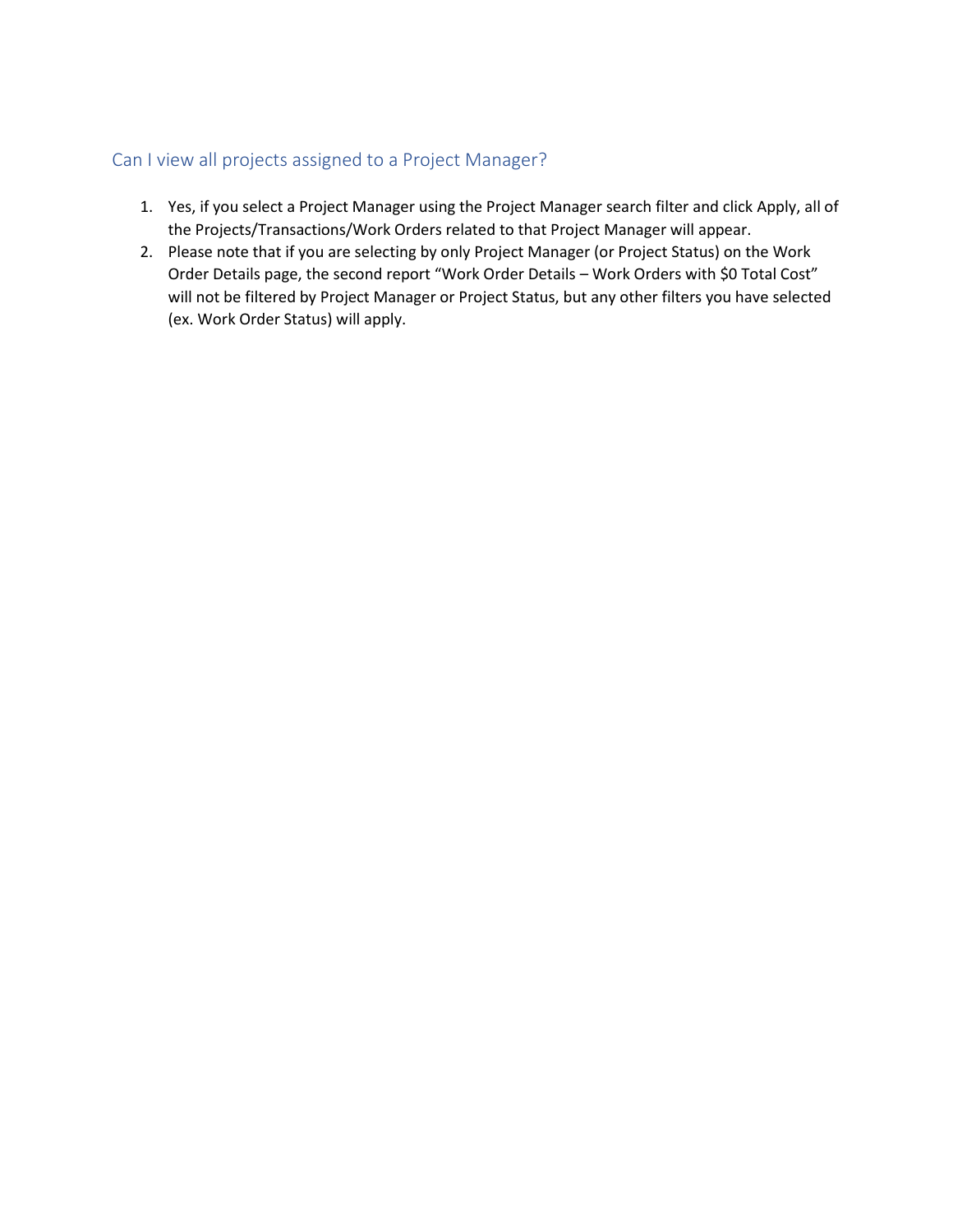## Can I view all projects assigned to a Project Manager?

1. Yes, if you select a Project Manager using the Project Manager search filter and click Apply, all of the Projects/Transactions/Work Orders related to that Project Manager will appear.
2. Please note that if you are selecting by only Project Manager (or Project Status) on the Work Order Details page, the second report "Work Order Details – Work Orders with $0 Total Cost" will not be filtered by Project Manager or Project Status, but any other filters you have selected (ex. Work Order Status) will apply.